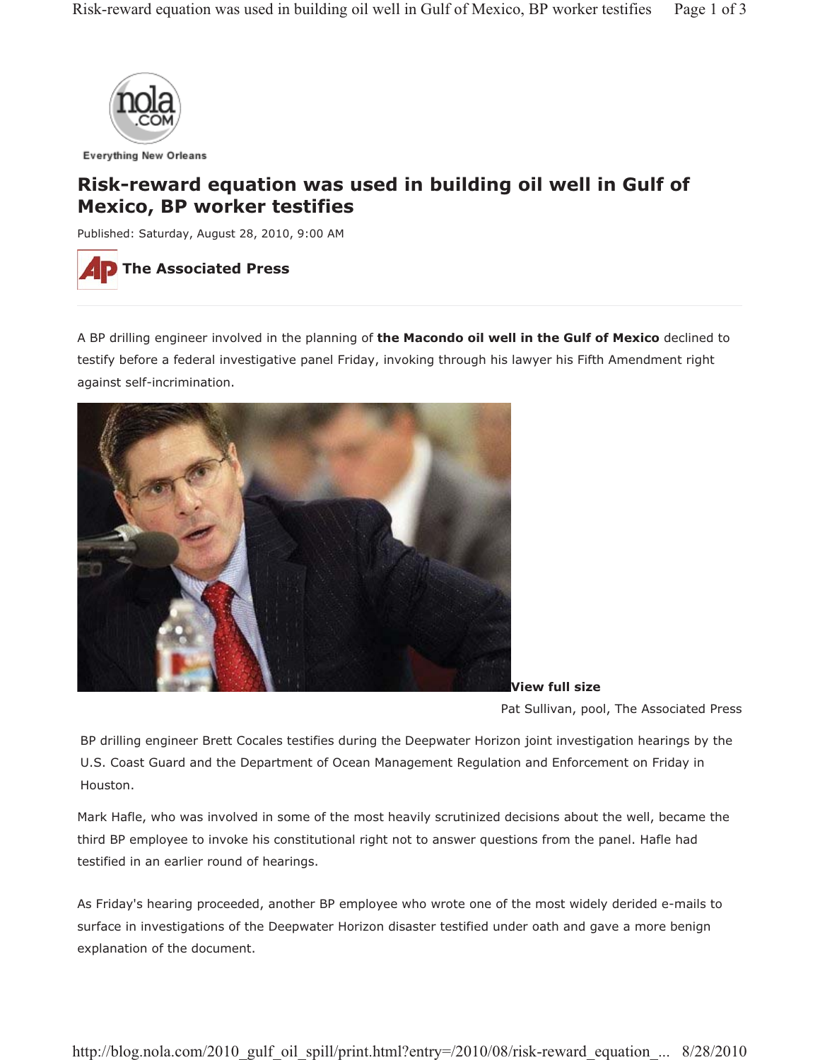Everything New Orleans

# Risk-reward equation was used in building oil well in Gulf of Mexico, BP worker testifies

Published: Saturday, August 28, 2010, 9:00 AM

**The Associated Press**

A BP drilling engineer involved in the planning of **the Macondo oil well in the Gulf of Mexico** declined to testify before a federal investigative panel Friday, invoking through his lawyer his Fifth Amendment right against self-incrimination.

**View full size**

Pat Sullivan, pool, The Associated Press

BP drilling engineer Brett Cocales testifies during the Deepwater Horizon joint investigation hearings by the U.S. Coast Guard and the Department of Ocean Management Regulation and Enforcement on Friday in Houston.

Mark Hafle, who was involved in some of the most heavily scrutinized decisions about the well, became the third BP employee to invoke his constitutional right not to answer questions from the panel. Hafle had testified in an earlier round of hearings.

As Friday's hearing proceeded, another BP employee who wrote one of the most widely derided e-mails to surface in investigations of the Deepwater Horizon disaster testified under oath and gave a more benign explanation of the document.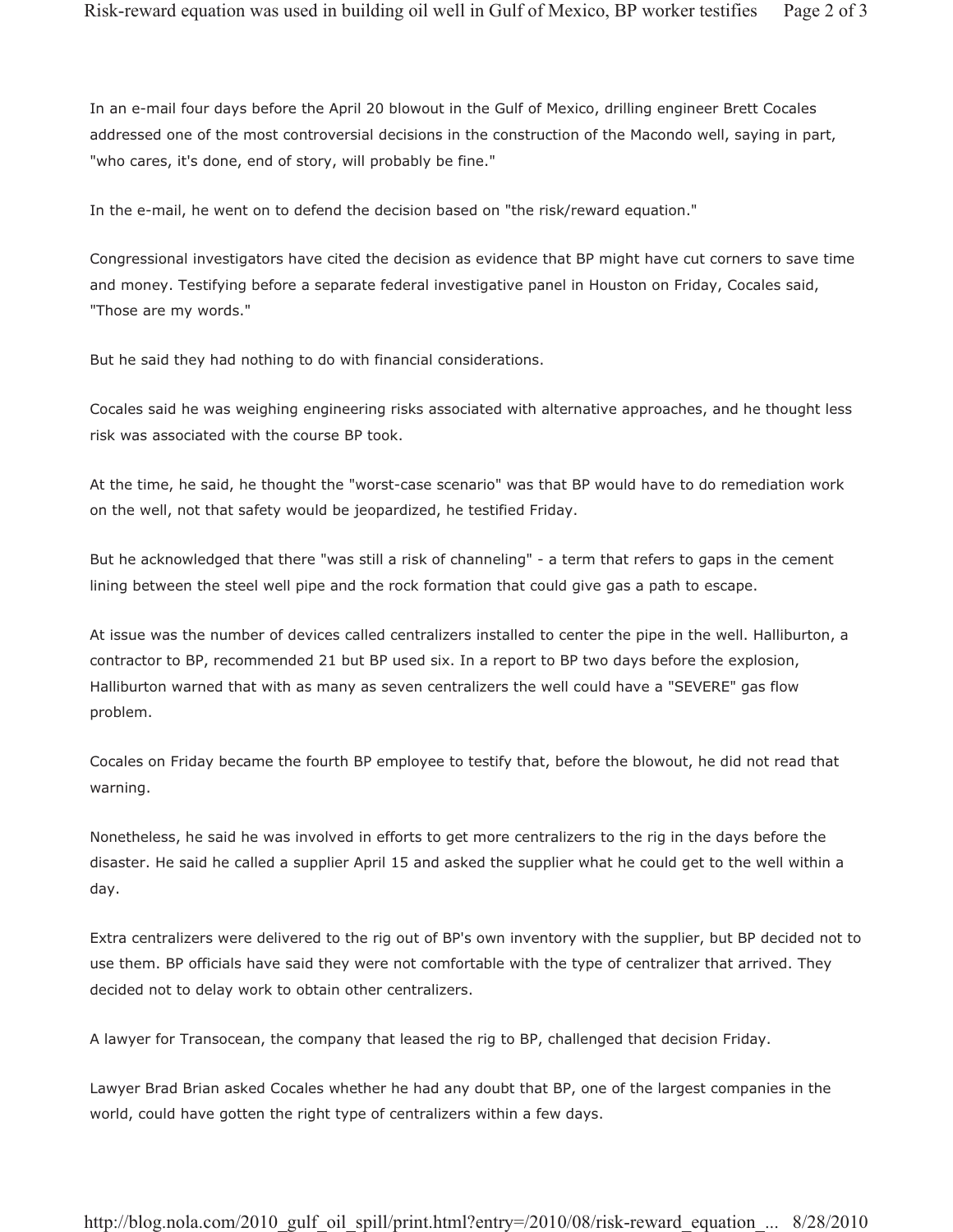In an e-mail four days before the April 20 blowout in the Gulf of Mexico, drilling engineer Brett Cocales addressed one of the most controversial decisions in the construction of the Macondo well, saying in part, "who cares, it's done, end of story, will probably be fine."

In the e-mail, he went on to defend the decision based on "the risk/reward equation."

Congressional investigators have cited the decision as evidence that BP might have cut corners to save time and money. Testifying before a separate federal investigative panel in Houston on Friday, Cocales said, "Those are my words."

But he said they had nothing to do with financial considerations.

Cocales said he was weighing engineering risks associated with alternative approaches, and he thought less risk was associated with the course BP took.

At the time, he said, he thought the "worst-case scenario" was that BP would have to do remediation work on the well, not that safety would be jeopardized, he testified Friday.

But he acknowledged that there "was still a risk of channeling" - a term that refers to gaps in the cement lining between the steel well pipe and the rock formation that could give gas a path to escape.

At issue was the number of devices called centralizers installed to center the pipe in the well. Halliburton, a contractor to BP, recommended 21 but BP used six. In a report to BP two days before the explosion, Halliburton warned that with as many as seven centralizers the well could have a "SEVERE" gas flow problem.

Cocales on Friday became the fourth BP employee to testify that, before the blowout, he did not read that warning.

Nonetheless, he said he was involved in efforts to get more centralizers to the rig in the days before the disaster. He said he called a supplier April 15 and asked the supplier what he could get to the well within a day.

Extra centralizers were delivered to the rig out of BP's own inventory with the supplier, but BP decided not to use them. BP officials have said they were not comfortable with the type of centralizer that arrived. They decided not to delay work to obtain other centralizers.

A lawyer for Transocean, the company that leased the rig to BP, challenged that decision Friday.

Lawyer Brad Brian asked Cocales whether he had any doubt that BP, one of the largest companies in the world, could have gotten the right type of centralizers within a few days.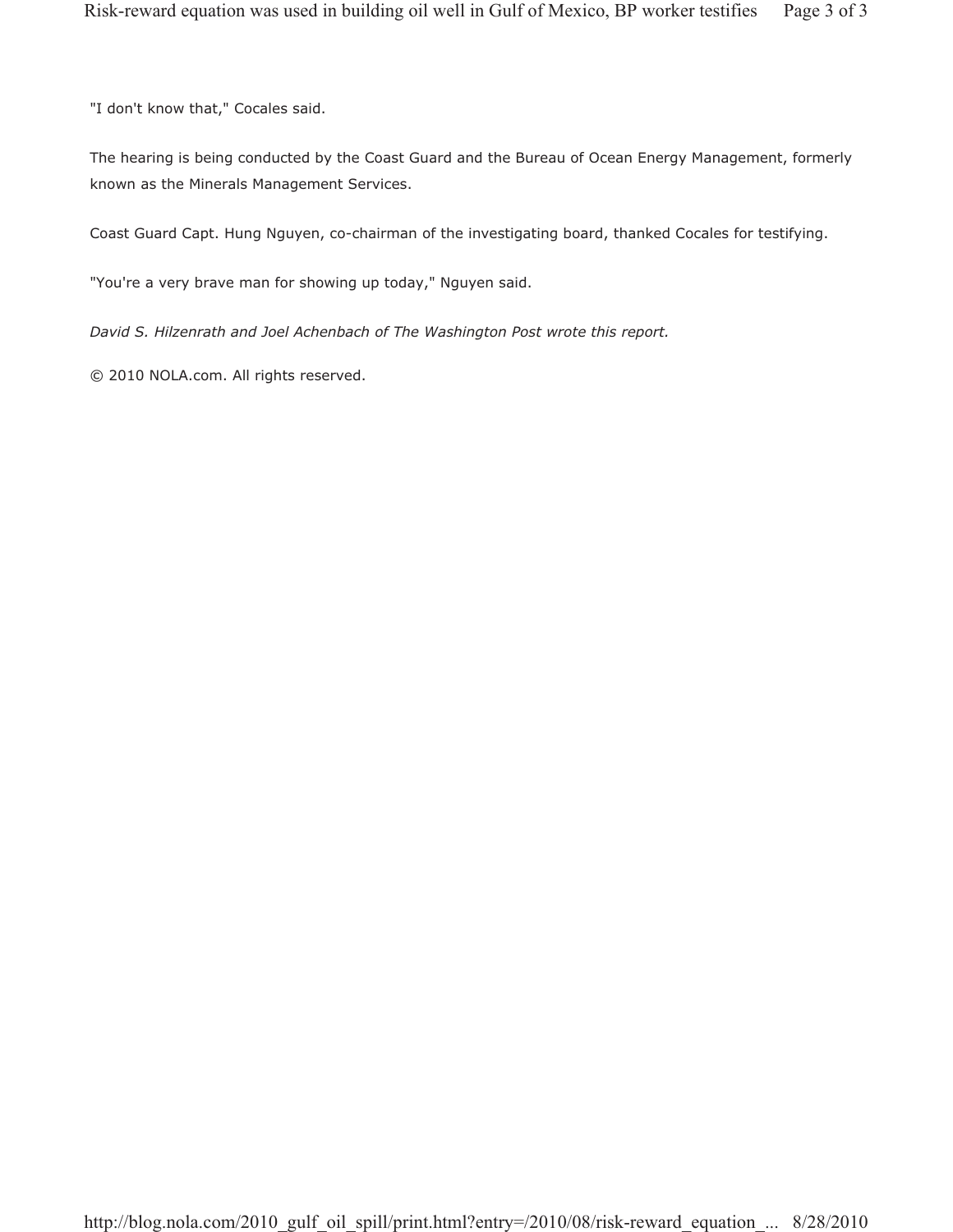"I don't know that," Cocales said.

The hearing is being conducted by the Coast Guard and the Bureau of Ocean Energy Management, formerly known as the Minerals Management Services.

Coast Guard Capt. Hung Nguyen, co-chairman of the investigating board, thanked Cocales for testifying.

"You're a very brave man for showing up today," Nguyen said.

*David S. Hilzenrath and Joel Achenbach of The Washington Post wrote this report.*

© 2010 NOLA.com. All rights reserved.